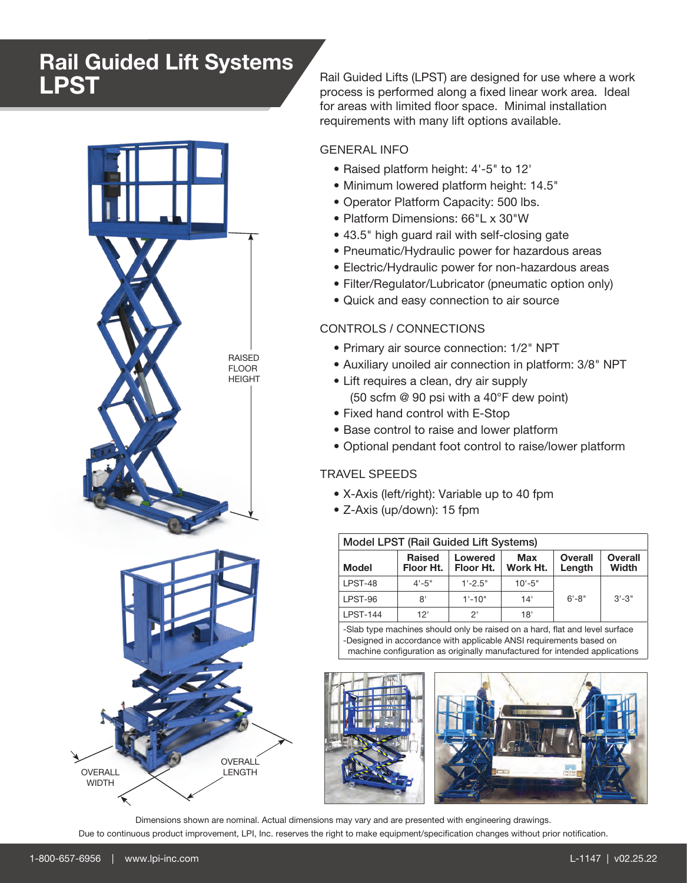# Rail Guided Lift Systems LPST

Rail Guided Lifts (LPST) are designed for use where a work process is performed along a fixed linear work area. Ideal for areas with limited floor space. Minimal installation requirements with many lift options available.

## GENERAL INFO

- Raised platform height: 4'-5" to 12'
- Minimum lowered platform height: 14.5"
- Operator Platform Capacity: 500 lbs.
- Platform Dimensions: 66"L x 30"W
- 43.5" high guard rail with self-closing gate
- Pneumatic/Hydraulic power for hazardous areas
- Electric/Hydraulic power for non-hazardous areas
- Filter/Regulator/Lubricator (pneumatic option only)
- Quick and easy connection to air source

## CONTROLS / CONNECTIONS

- Primary air source connection: 1/2" NPT
- Auxiliary unoiled air connection in platform: 3/8" NPT
- Lift requires a clean, dry air supply (50 scfm @ 90 psi with a 40°F dew point)
- Fixed hand control with E-Stop
- Base control to raise and lower platform
- Optional pendant foot control to raise/lower platform

## TRAVEL SPEEDS

- X-Axis (left/right): Variable up to 40 fpm
- Z-Axis (up/down): 15 fpm

| Model LPST (Rail Guided Lift Systems) | | | | | |
|---|---|---|---|---|---|
| **Model** | **Raised Floor Ht.** | **Lowered Floor Ht.** | **Max Work Ht.** | **Overall Length** | **Overall Width** |
| LPST-48 | 4'-5" | 1'-2.5" | 10'-5" | 6'-8" | 3'-3" |
| LPST-96 | 8' | 1'-10" | 14' | 6'-8" | 3'-3" |
| LPST-144 | 12' | 2' | 18' | 6'-8" | 3'-3" |

-Slab type machines should only be raised on a hard, flat and level surface
-Designed in accordance with applicable ANSI requirements based on machine configuration as originally manufactured for intended applications

Dimensions shown are nominal. Actual dimensions may vary and are presented with engineering drawings.
Due to continuous product improvement, LPI, Inc. reserves the right to make equipment/specification changes without prior notification.

1-800-657-6956 | www.lpi-inc.com L-1147 | v02.25.22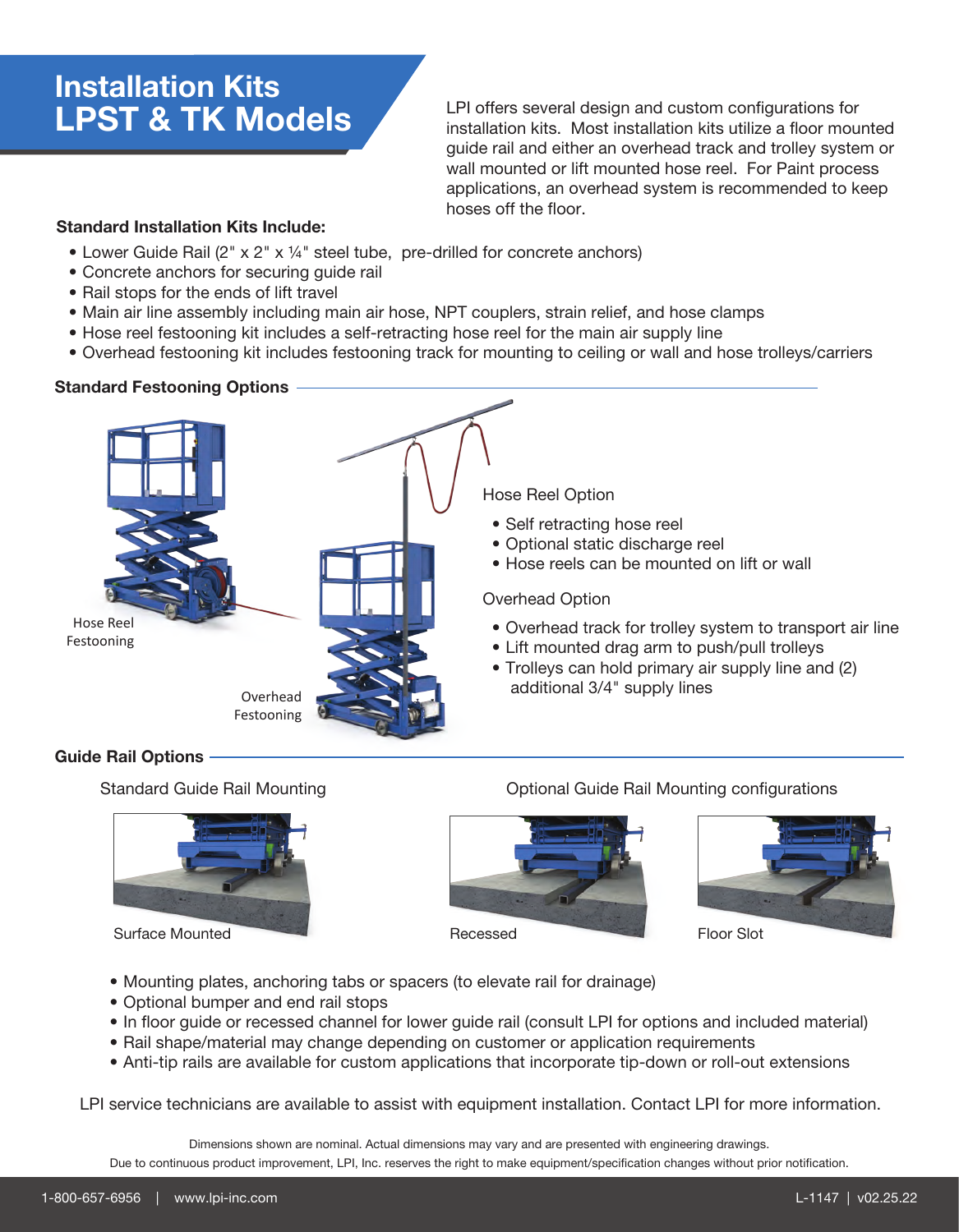# Installation Kits
# LPST & TK Models

LPI offers several design and custom configurations for installation kits. Most installation kits utilize a floor mounted guide rail and either an overhead track and trolley system or wall mounted or lift mounted hose reel. For Paint process applications, an overhead system is recommended to keep hoses off the floor.

**Standard Installation Kits Include:**

- Lower Guide Rail (2" x 2" x ¼" steel tube, pre-drilled for concrete anchors)
- Concrete anchors for securing guide rail
- Rail stops for the ends of lift travel
- Main air line assembly including main air hose, NPT couplers, strain relief, and hose clamps
- Hose reel festooning kit includes a self-retracting hose reel for the main air supply line
- Overhead festooning kit includes festooning track for mounting to ceiling or wall and hose trolleys/carriers

## Standard Festooning Options

Hose Reel Festooning

Overhead Festooning

Hose Reel Option

- Self retracting hose reel
- Optional static discharge reel
- Hose reels can be mounted on lift or wall

Overhead Option

- Overhead track for trolley system to transport air line
- Lift mounted drag arm to push/pull trolleys
- Trolleys can hold primary air supply line and (2) additional 3/4" supply lines

## Guide Rail Options

Standard Guide Rail Mounting

Surface Mounted

Optional Guide Rail Mounting configurations

Recessed

Floor Slot

- Mounting plates, anchoring tabs or spacers (to elevate rail for drainage)
- Optional bumper and end rail stops
- In floor guide or recessed channel for lower guide rail (consult LPI for options and included material)
- Rail shape/material may change depending on customer or application requirements
- Anti-tip rails are available for custom applications that incorporate tip-down or roll-out extensions

LPI service technicians are available to assist with equipment installation. Contact LPI for more information.

Dimensions shown are nominal. Actual dimensions may vary and are presented with engineering drawings.
Due to continuous product improvement, LPI, Inc. reserves the right to make equipment/specification changes without prior notification.

1-800-657-6956 | www.lpi-inc.com

L-1147 | v02.25.22